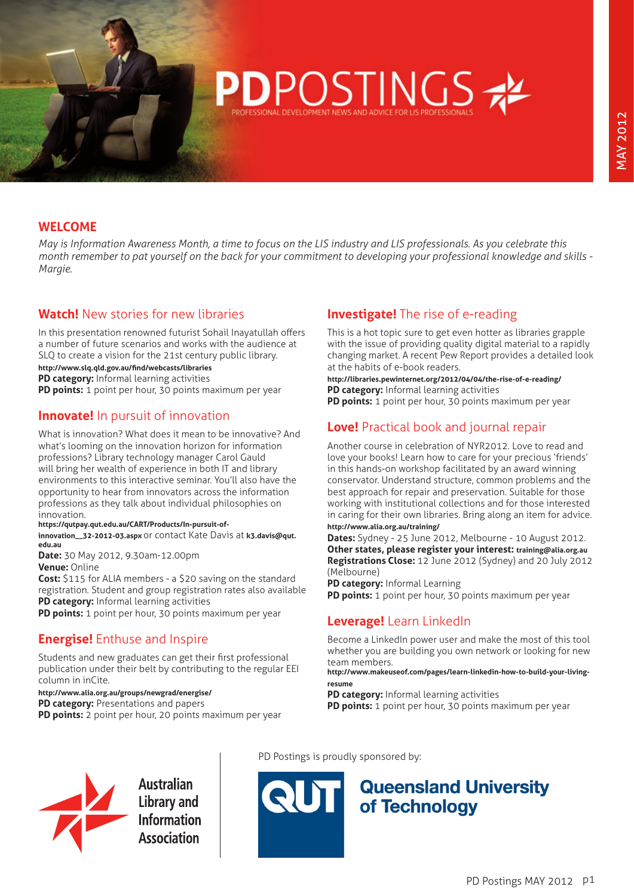# PDPOSTINGS

PROFESSIONAL DEVELOPMENT NEWS AND ADVICE FOR LIS PROFESSIONALS

MAY 2012

## WELCOME

*May is Information Awareness Month, a time to focus on the LIS industry and LIS professionals. As you celebrate this month remember to pat yourself on the back for your commitment to developing your professional knowledge and skills - Margie.*

### Watch! New stories for new libraries

In this presentation renowned futurist Sohail Inayatullah offers a number of future scenarios and works with the audience at SLQ to create a vision for the 21st century public library.

**http://www.slq.qld.gov.au/find/webcasts/libraries**

**PD category:** Informal learning activities

**PD points:** 1 point per hour, 30 points maximum per year

### Innovate! In pursuit of innovation

What is innovation? What does it mean to be innovative? And what's looming on the innovation horizon for information professions? Library technology manager Carol Gauld will bring her wealth of experience in both IT and library environments to this interactive seminar. You'll also have the opportunity to hear from innovators across the information professions as they talk about individual philosophies on innovation.

**https://qutpay.qut.edu.au/CART/Products/In-pursuit-of-innovation__32-2012-03.aspx** or contact Kate Davis at **k3.davis@qut.edu.au**

**Date:** 30 May 2012, 9.30am-12.00pm

**Venue:** Online

**Cost:** $115 for ALIA members - a $20 saving on the standard registration. Student and group registration rates also available

**PD category:** Informal learning activities

**PD points:** 1 point per hour, 30 points maximum per year

### Energise! Enthuse and Inspire

Students and new graduates can get their first professional publication under their belt by contributing to the regular EEI column in inCite.

**http://www.alia.org.au/groups/newgrad/energise/**

**PD category:** Presentations and papers

**PD points:** 2 point per hour, 20 points maximum per year

### Investigate! The rise of e-reading

This is a hot topic sure to get even hotter as libraries grapple with the issue of providing quality digital material to a rapidly changing market. A recent Pew Report provides a detailed look at the habits of e-book readers.

**http://libraries.pewinternet.org/2012/04/04/the-rise-of-e-reading/**

**PD category:** Informal learning activities

**PD points:** 1 point per hour, 30 points maximum per year

### Love! Practical book and journal repair

Another course in celebration of NYR2012. Love to read and love your books! Learn how to care for your precious 'friends' in this hands-on workshop facilitated by an award winning conservator. Understand structure, common problems and the best approach for repair and preservation. Suitable for those working with institutional collections and for those interested in caring for their own libraries. Bring along an item for advice.

**http://www.alia.org.au/training/**

**Dates:** Sydney - 25 June 2012, Melbourne - 10 August 2012.

**Other states, please register your interest:** **training@alia.org.au**

**Registrations Close:** 12 June 2012 (Sydney) and 20 July 2012 (Melbourne)

**PD category:** Informal Learning

**PD points:** 1 point per hour, 30 points maximum per year

### Leverage! Learn LinkedIn

Become a LinkedIn power user and make the most of this tool whether you are building you own network or looking for new team members.

**http://www.makeuseof.com/pages/learn-linkedin-how-to-build-your-living-resume**

**PD category:** Informal learning activities

**PD points:** 1 point per hour, 30 points maximum per year

Australian Library and Information Association

PD Postings is proudly sponsored by:

QUT Queensland University of Technology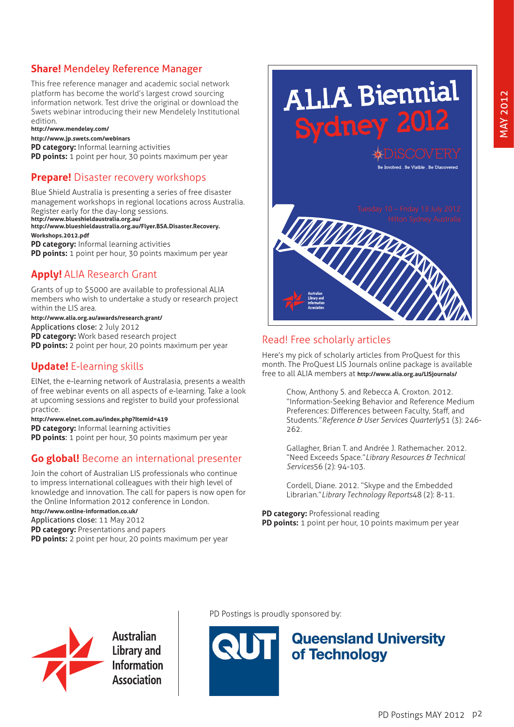## **Share!** Mendeley Reference Manager

This free reference manager and academic social network platform has become the world's largest crowd sourcing information network. Test drive the original or download the Swets webinar introducing their new Mendelely Institutional edition.

**http://www.mendeley.com/**

**http://www.jp.swets.com/webinars**

**PD category:** Informal learning activities

**PD points:** 1 point per hour, 30 points maximum per year

## **Prepare!** Disaster recovery workshops

Blue Shield Australia is presenting a series of free disaster management workshops in regional locations across Australia. Register early for the day-long sessions.

**http://www.blueshieldaustralia.org.au/**

**http://www.blueshieldaustralia.org.au/Flyer.BSA.Disaster.Recovery.Workshops.2012.pdf**

**PD category:** Informal learning activities

**PD points:** 1 point per hour, 30 points maximum per year

## **Apply!** ALIA Research Grant

Grants of up to $5000 are available to professional ALIA members who wish to undertake a study or research project within the LIS area.

**http://www.alia.org.au/awards/research.grant/**

Applications close: 2 July 2012

**PD category:** Work based research project

**PD points:** 2 point per hour, 20 points maximum per year

## **Update!** E-learning skills

ElNet, the e-learning network of Australasia, presents a wealth of free webinar events on all aspects of e-learning. Take a look at upcoming sessions and register to build your professional practice.

**http://www.elnet.com.au/index.php?Itemid=419**

**PD category:** Informal learning activities

**PD points**: 1 point per hour, 30 points maximum per year

## **Go global!** Become an international presenter

Join the cohort of Australian LIS professionals who continue to impress international colleagues with their high level of knowledge and innovation. The call for papers is now open for the Online Information 2012 conference in London.

**http://www.online-information.co.uk/**

Applications close: 11 May 2012

**PD category:** Presentations and papers

**PD points:** 2 point per hour, 20 points maximum per year

ALIA Biennial Sydney 2012

DiSCOVERY

Be Involved . Be Visible . Be Discovered

Tuesday 10 – Friday 13 July 2012

Hilton Sydney Australia

Australian Library and Information Association

## Read! Free scholarly articles

Here's my pick of scholarly articles from ProQuest for this month. The ProQuest LIS Journals online package is available free to all ALIA members at **http://www.alia.org.au/LISjournals/**

> Chow, Anthony S. and Rebecca A. Croxton. 2012. "Information-Seeking Behavior and Reference Medium Preferences: Differences between Faculty, Staff, and Students." *Reference & User Services Quarterly*51 (3): 246-262.
>
> Gallagher, Brian T. and Andrée J. Rathemacher. 2012. "Need Exceeds Space." *Library Resources & Technical Services*56 (2): 94-103.
>
> Cordell, Diane. 2012. "Skype and the Embedded Librarian." *Library Technology Reports*48 (2): 8-11.

**PD category:** Professional reading

**PD points:** 1 point per hour, 10 points maximum per year

Australian Library and Information Association

PD Postings is proudly sponsored by:

QUT Queensland University of Technology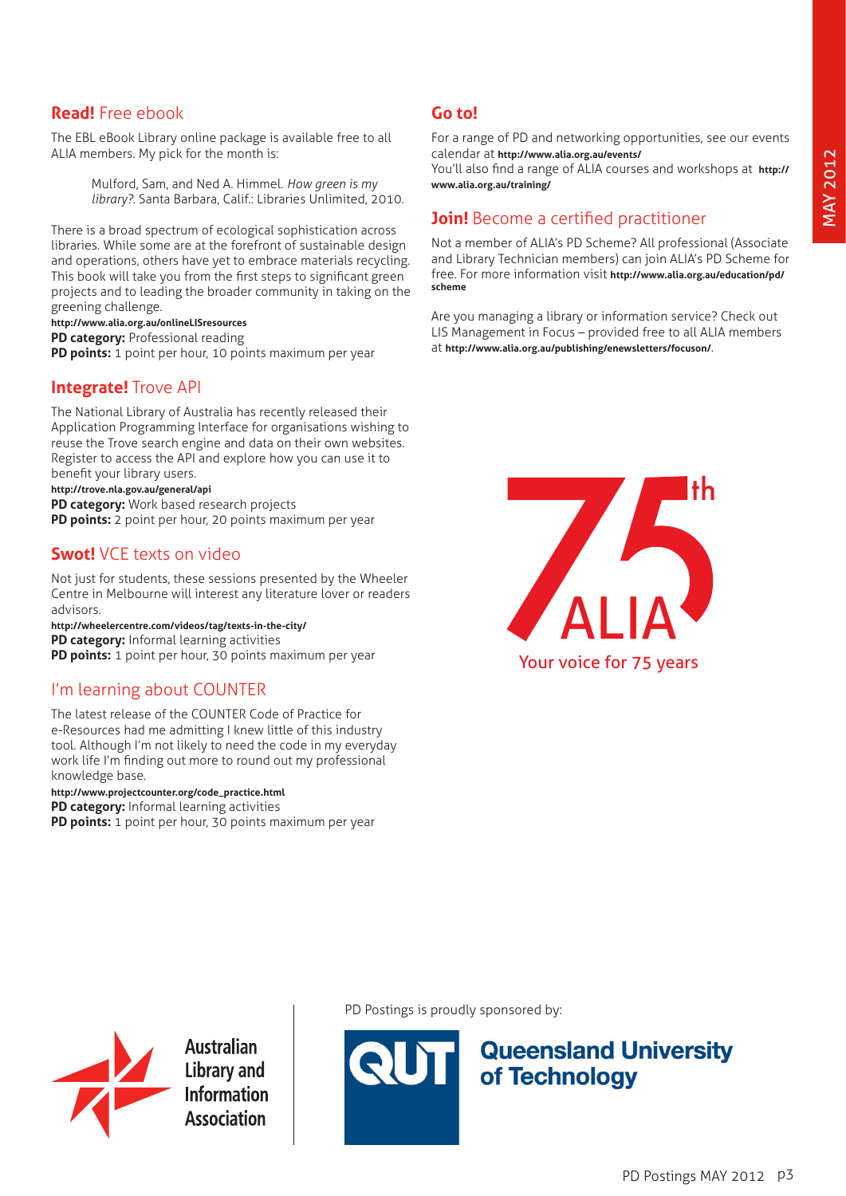## **Read!** Free ebook

The EBL eBook Library online package is available free to all ALIA members. My pick for the month is:

> Mulford, Sam, and Ned A. Himmel. *How green is my library?*. Santa Barbara, Calif.: Libraries Unlimited, 2010.

There is a broad spectrum of ecological sophistication across libraries. While some are at the forefront of sustainable design and operations, others have yet to embrace materials recycling. This book will take you from the first steps to significant green projects and to leading the broader community in taking on the greening challenge.

**http://www.alia.org.au/onlineLISresources**
**PD category:** Professional reading
**PD points:** 1 point per hour, 10 points maximum per year

## **Integrate!** Trove API

The National Library of Australia has recently released their Application Programming Interface for organisations wishing to reuse the Trove search engine and data on their own websites. Register to access the API and explore how you can use it to benefit your library users.

**http://trove.nla.gov.au/general/api**
**PD category:** Work based research projects
**PD points:** 2 point per hour, 20 points maximum per year

## **Swot!** VCE texts on video

Not just for students, these sessions presented by the Wheeler Centre in Melbourne will interest any literature lover or readers advisors.

**http://wheelercentre.com/videos/tag/texts-in-the-city/**
**PD category:** Informal learning activities
**PD points:** 1 point per hour, 30 points maximum per year

## I'm learning about COUNTER

The latest release of the COUNTER Code of Practice for e-Resources had me admitting I knew little of this industry tool. Although I'm not likely to need the code in my everyday work life I'm finding out more to round out my professional knowledge base.

**http://www.projectcounter.org/code_practice.html**
**PD category:** Informal learning activities
**PD points:** 1 point per hour, 30 points maximum per year

## **Go to!**

For a range of PD and networking opportunities, see our events calendar at **http://www.alia.org.au/events/**
You'll also find a range of ALIA courses and workshops at **http://www.alia.org.au/training/**

## **Join!** Become a certified practitioner

Not a member of ALIA's PD Scheme? All professional (Associate and Library Technician members) can join ALIA's PD Scheme for free. For more information visit **http://www.alia.org.au/education/pd/scheme**

Are you managing a library or information service? Check out LIS Management in Focus – provided free to all ALIA members at **http://www.alia.org.au/publishing/enewsletters/focuson/**.

75th ALIA
Your voice for 75 years

PD Postings is proudly sponsored by:

Australian Library and Information Association

QUT Queensland University of Technology